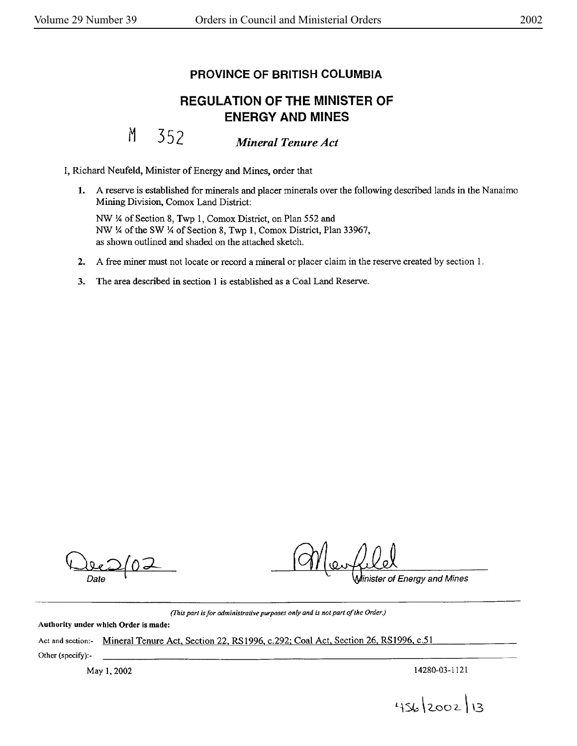# PROVINCE OF BRITISH COLUMBIA

## REGULATION OF THE MINISTER OF ENERGY AND MINES

M 352 ***Mineral Tenure Act***

I, Richard Neufeld, Minister of Energy and Mines, order that

1. A reserve is established for minerals and placer minerals over the following described lands in the Nanaimo Mining Division, Comox Land District:

   NW ¼ of Section 8, Twp 1, Comox District, on Plan 552 and
   NW ¼ of the SW ¼ of Section 8, Twp 1, Comox District, Plan 33967,
   as shown outlined and shaded on the attached sketch.

2. A free miner must not locate or record a mineral or placer claim in the reserve created by section 1.

3. The area described in section 1 is established as a Coal Land Reserve.

Dec 2/02
*Date*

[Signature]
*Minister of Energy and Mines*

*(This part is for administrative purposes only and is not part of the Order.)*

**Authority under which Order is made:**

Act and section:- Mineral Tenure Act, Section 22, RS1996, c.292; Coal Act, Section 26, RS1996, c.51

Other (specify):-

May 1, 2002

14280-03-1121

456/2002/13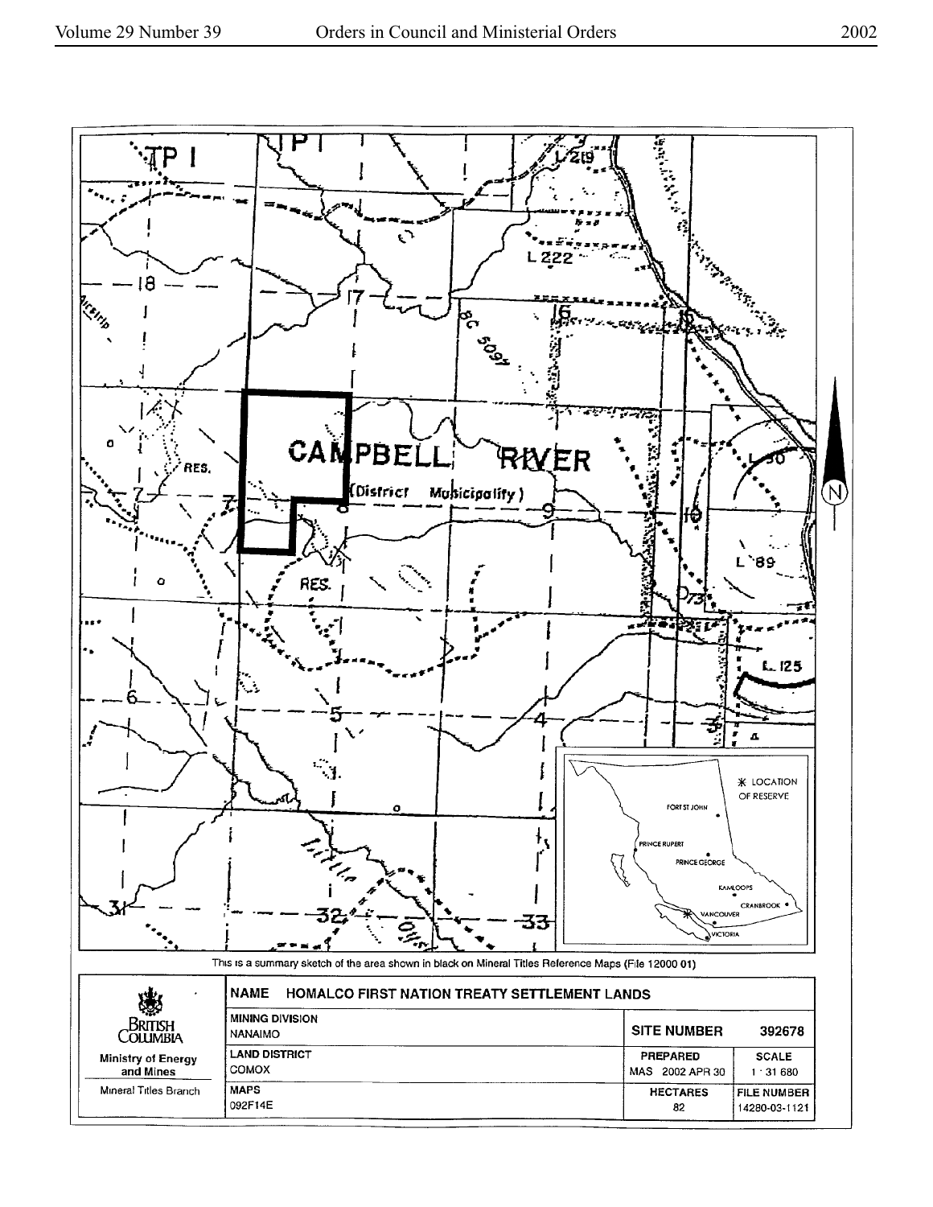TP I

TP I

L 219

L 222

18

17

16

15

BC 5097

CAMPBELL RIVER

(District Municipality)

RES.

7

7

8

9

10

L 30

L 89

RES.

73

L 125

6

5

4

3

Little

Oyster

31

32

33

LOCATION OF RESERVE

FORT ST JOHN

PRINCE RUPERT

PRINCE GEORGE

KAMLOOPS

CRANBROOK

VANCOUVER

VICTORIA

This is a summary sketch of the area shown in black on Mineral Titles Reference Maps (File 12000 01)

| | | | |
|---|---|---|---|
| British Columbia | NAME HOMALCO FIRST NATION TREATY SETTLEMENT LANDS | | |
| | MINING DIVISION<br>NANAIMO | SITE NUMBER | 392678 |
| Ministry of Energy and Mines | LAND DISTRICT<br>COMOX | PREPARED<br>MAS 2002 APR 30 | SCALE<br>1 : 31 680 |
| Mineral Titles Branch | MAPS<br>092F14E | HECTARES<br>82 | FILE NUMBER<br>14280-03-1121 |